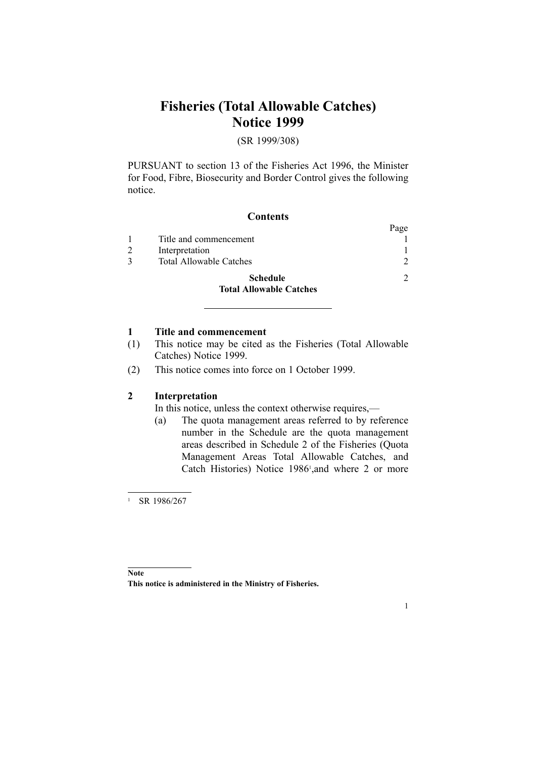# Fisheries (Total Allowable Catches) Notice 1999

(SR 1999/308)

PURSUANT to section 13 of the Fisheries Act 1996, the Minister for Food, Fibre, Biosecurity and Border Control gives the following notice.

## Contents

| | | Page |
|---|---|---|
| 1 | Title and commencement | 1 |
| 2 | Interpretation | 1 |
| 3 | Total Allowable Catches | 2 |
| | **Schedule** **Total Allowable Catches** | 2 |

---

### 1 Title and commencement

(1) This notice may be cited as the Fisheries (Total Allowable Catches) Notice 1999.

(2) This notice comes into force on 1 October 1999.

### 2 Interpretation

In this notice, unless the context otherwise requires,—

(a) The quota management areas referred to by reference number in the Schedule are the quota management areas described in Schedule 2 of the Fisheries (Quota Management Areas Total Allowable Catches, and Catch Histories) Notice 1986[1],and where 2 or more

---

[1] SR 1986/267

---

**Note**

**This notice is administered in the Ministry of Fisheries.**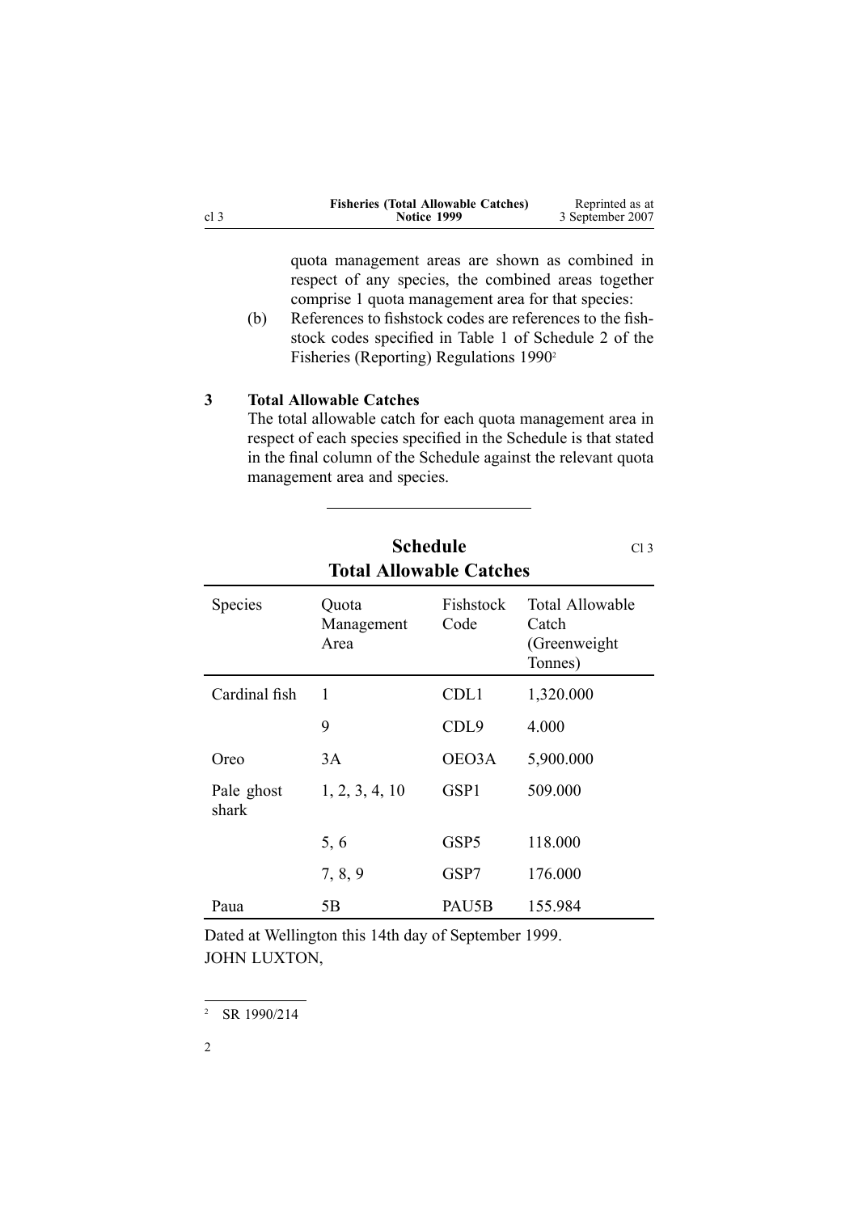quota management areas are shown as combined in respect of any species, the combined areas together comprise 1 quota management area for that species:

(b) References to fishstock codes are references to the fishstock codes specified in Table 1 of Schedule 2 of the Fisheries (Reporting) Regulations 1990[2]

### 3 Total Allowable Catches

The total allowable catch for each quota management area in respect of each species specified in the Schedule is that stated in the final column of the Schedule against the relevant quota management area and species.

## Schedule

Cl 3

## Total Allowable Catches

| Species | Quota Management Area | Fishstock Code | Total Allowable Catch (Greenweight Tonnes) |
|---|---|---|---|
| Cardinal fish | 1 | CDL1 | 1,320.000 |
| | 9 | CDL9 | 4.000 |
| Oreo | 3A | OEO3A | 5,900.000 |
| Pale ghost shark | 1, 2, 3, 4, 10 | GSP1 | 509.000 |
| | 5, 6 | GSP5 | 118.000 |
| | 7, 8, 9 | GSP7 | 176.000 |
| Paua | 5B | PAU5B | 155.984 |

Dated at Wellington this 14th day of September 1999.

JOHN LUXTON,

[2] SR 1990/214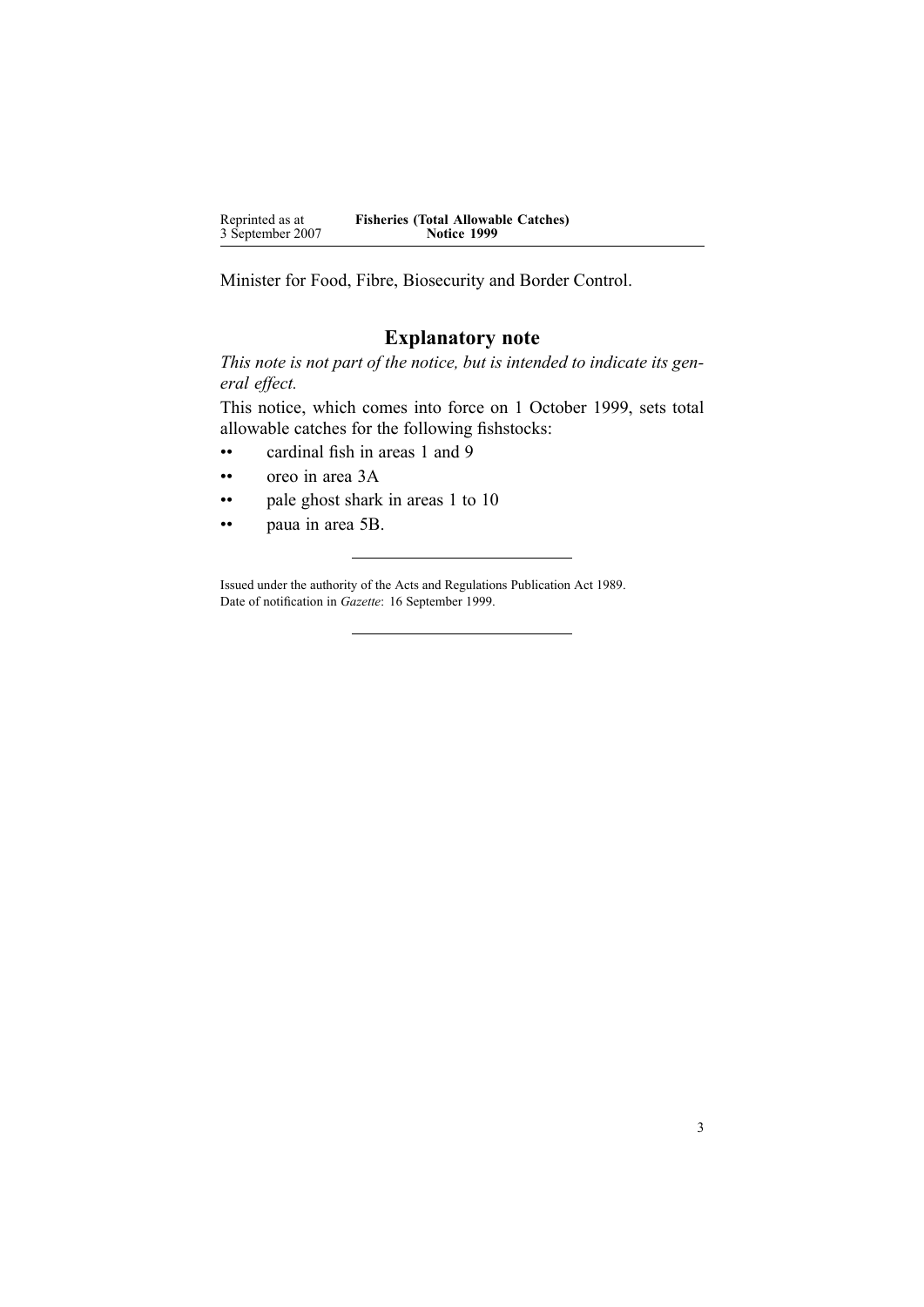Minister for Food, Fibre, Biosecurity and Border Control.

## Explanatory note

*This note is not part of the notice, but is intended to indicate its general effect.*

This notice, which comes into force on 1 October 1999, sets total allowable catches for the following fishstocks:

- cardinal fish in areas 1 and 9
- oreo in area 3A
- pale ghost shark in areas 1 to 10
- paua in area 5B.

---

Issued under the authority of the Acts and Regulations Publication Act 1989.
Date of notification in *Gazette*: 16 September 1999.

---